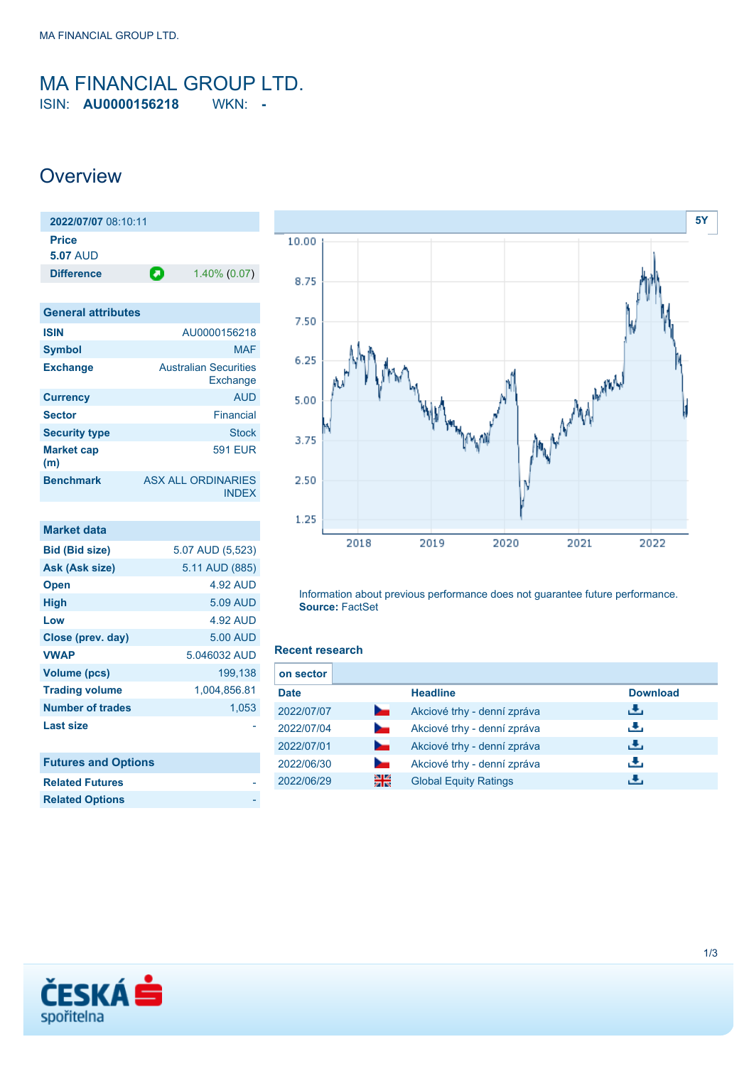# MA FINANCIAL GROUP LTD.

ISIN: **AU0000156218** WKN: **-**

## Overview

| 2022/07/07 08:10:11 | |
|---|---|
| **Price** | |
| **5.07** AUD | |
| **Difference** | 1.40% (0.07) |

| General attributes | |
|---|---|
| **ISIN** | AU0000156218 |
| **Symbol** | MAF |
| **Exchange** | Australian Securities Exchange |
| **Currency** | AUD |
| **Sector** | Financial |
| **Security type** | Stock |
| **Market cap (m)** | 591 EUR |
| **Benchmark** | ASX ALL ORDINARIES INDEX |

| Market data | |
|---|---|
| **Bid (Bid size)** | 5.07 AUD (5,523) |
| **Ask (Ask size)** | 5.11 AUD (885) |
| **Open** | 4.92 AUD |
| **High** | 5.09 AUD |
| **Low** | 4.92 AUD |
| **Close (prev. day)** | 5.00 AUD |
| **VWAP** | 5.046032 AUD |
| **Volume (pcs)** | 199,138 |
| **Trading volume** | 1,004,856.81 |
| **Number of trades** | 1,053 |
| **Last size** | - |

| Futures and Options | |
|---|---|
| **Related Futures** | - |
| **Related Options** | - |

Information about previous performance does not guarantee future performance.
**Source:** FactSet

### Recent research

on sector

| Date | Headline | Download |
|---|---|---|
| 2022/07/07 | Akciové trhy - denní zpráva | |
| 2022/07/04 | Akciové trhy - denní zpráva | |
| 2022/07/01 | Akciové trhy - denní zpráva | |
| 2022/06/30 | Akciové trhy - denní zpráva | |
| 2022/06/29 | Global Equity Ratings | |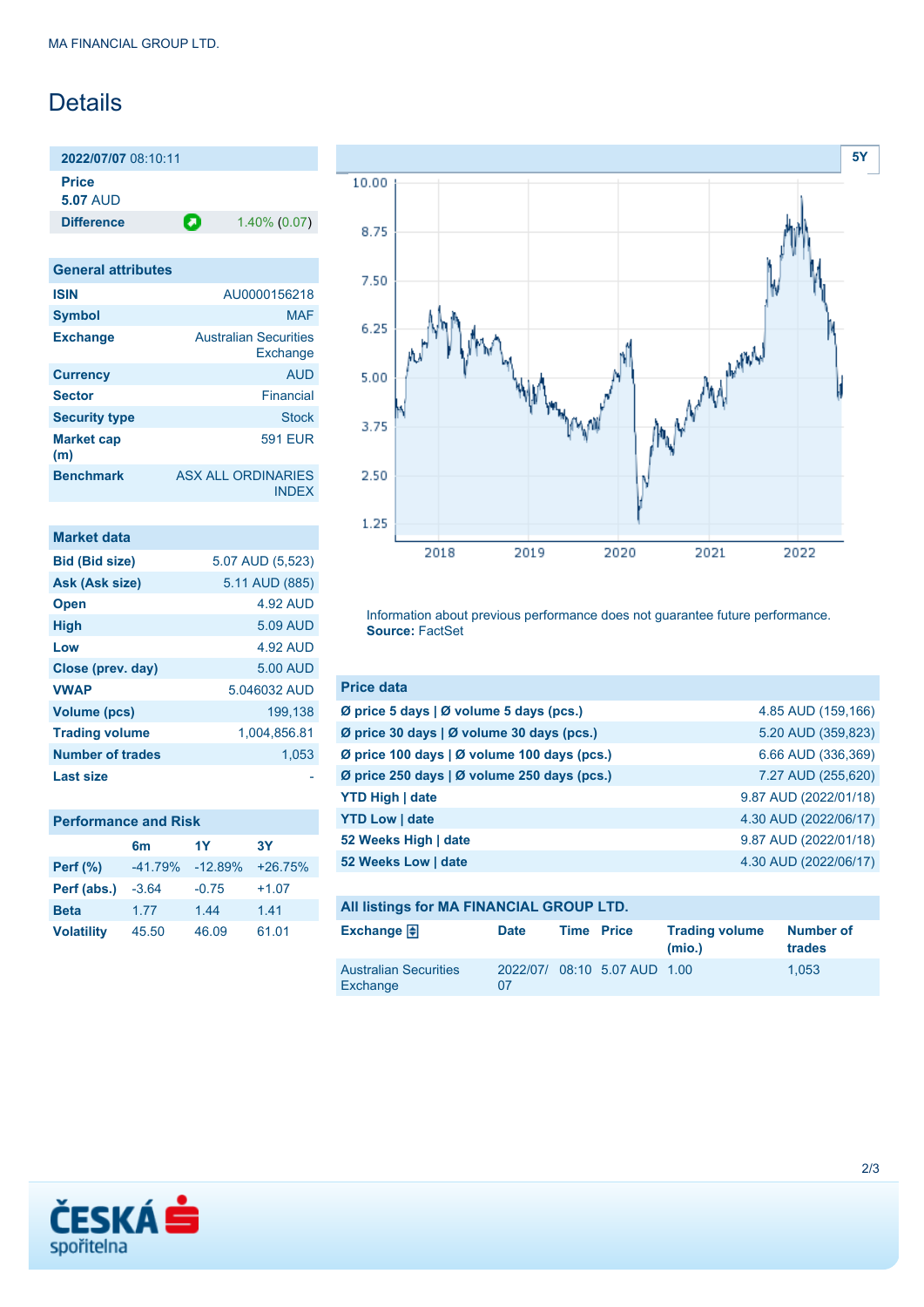# Details

| 2022/07/07 08:10:11 | |
|---|---|
| **Price** 5.07 AUD | |
| **Difference** | 1.40% (0.07) |

| General attributes | |
|---|---|
| **ISIN** | AU0000156218 |
| **Symbol** | MAF |
| **Exchange** | Australian Securities Exchange |
| **Currency** | AUD |
| **Sector** | Financial |
| **Security type** | Stock |
| **Market cap (m)** | 591 EUR |
| **Benchmark** | ASX ALL ORDINARIES INDEX |

| Market data | |
|---|---|
| **Bid (Bid size)** | 5.07 AUD (5,523) |
| **Ask (Ask size)** | 5.11 AUD (885) |
| **Open** | 4.92 AUD |
| **High** | 5.09 AUD |
| **Low** | 4.92 AUD |
| **Close (prev. day)** | 5.00 AUD |
| **VWAP** | 5.046032 AUD |
| **Volume (pcs)** | 199,138 |
| **Trading volume** | 1,004,856.81 |
| **Number of trades** | 1,053 |
| **Last size** | - |

| Performance and Risk | 6m | 1Y | 3Y |
|---|---|---|---|
| **Perf (%)** | -41.79% | -12.89% | +26.75% |
| **Perf (abs.)** | -3.64 | -0.75 | +1.07 |
| **Beta** | 1.77 | 1.44 | 1.41 |
| **Volatility** | 45.50 | 46.09 | 61.01 |

Information about previous performance does not guarantee future performance.
**Source:** FactSet

| Price data | |
|---|---|
| **Ø price 5 days \| Ø volume 5 days (pcs.)** | 4.85 AUD (159,166) |
| **Ø price 30 days \| Ø volume 30 days (pcs.)** | 5.20 AUD (359,823) |
| **Ø price 100 days \| Ø volume 100 days (pcs.)** | 6.66 AUD (336,369) |
| **Ø price 250 days \| Ø volume 250 days (pcs.)** | 7.27 AUD (255,620) |
| **YTD High \| date** | 9.87 AUD (2022/01/18) |
| **YTD Low \| date** | 4.30 AUD (2022/06/17) |
| **52 Weeks High \| date** | 9.87 AUD (2022/01/18) |
| **52 Weeks Low \| date** | 4.30 AUD (2022/06/17) |

**All listings for MA FINANCIAL GROUP LTD.**

| Exchange | Date | Time | Price | Trading volume (mio.) | Number of trades |
|---|---|---|---|---|---|
| Australian Securities Exchange | 2022/07/07 | 08:10 | 5.07 AUD | 1.00 | 1,053 |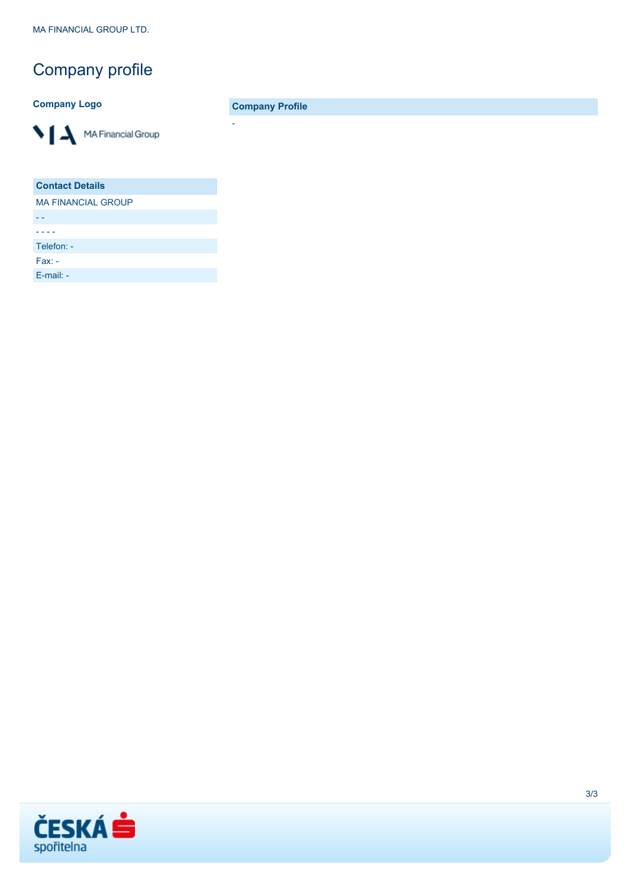# Company profile

**Company Logo**

MA Financial Group

| Contact Details |
| --- |
| MA FINANCIAL GROUP |
| - - |
| - - - - |
| Telefon: - |
| Fax: - |
| E-mail: - |

| Company Profile |
| --- |
| - |